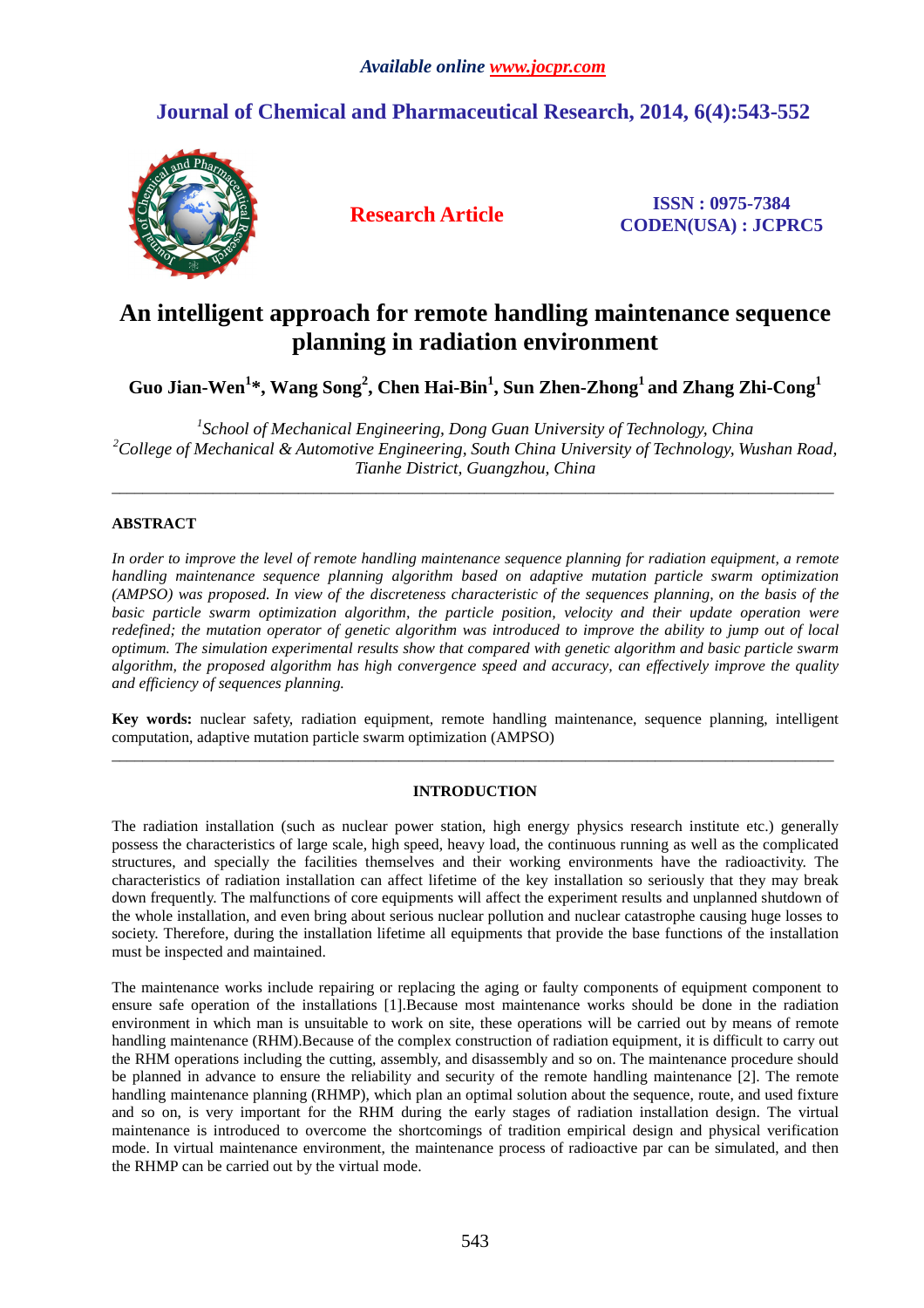*Available online www.jocpr.com*

**Journal of Chemical and Pharmaceutical Research, 2014, 6(4):543-552**

**Research Article**

**ISSN : 0975-7384**
**CODEN(USA) : JCPRC5**

# An intelligent approach for remote handling maintenance sequence planning in radiation environment

**Guo Jian-Wen[1]\*, Wang Song[2], Chen Hai-Bin[1], Sun Zhen-Zhong[1] and Zhang Zhi-Cong[1]**

[1]*School of Mechanical Engineering, Dong Guan University of Technology, China*
[2]*College of Mechanical & Automotive Engineering, South China University of Technology, Wushan Road, Tianhe District, Guangzhou, China*

---

## ABSTRACT

*In order to improve the level of remote handling maintenance sequence planning for radiation equipment, a remote handling maintenance sequence planning algorithm based on adaptive mutation particle swarm optimization (AMPSO) was proposed. In view of the discreteness characteristic of the sequences planning, on the basis of the basic particle swarm optimization algorithm, the particle position, velocity and their update operation were redefined; the mutation operator of genetic algorithm was introduced to improve the ability to jump out of local optimum. The simulation experimental results show that compared with genetic algorithm and basic particle swarm algorithm, the proposed algorithm has high convergence speed and accuracy, can effectively improve the quality and efficiency of sequences planning.*

**Key words:** nuclear safety, radiation equipment, remote handling maintenance, sequence planning, intelligent computation, adaptive mutation particle swarm optimization (AMPSO)

---

## INTRODUCTION

The radiation installation (such as nuclear power station, high energy physics research institute etc.) generally possess the characteristics of large scale, high speed, heavy load, the continuous running as well as the complicated structures, and specially the facilities themselves and their working environments have the radioactivity. The characteristics of radiation installation can affect lifetime of the key installation so seriously that they may break down frequently. The malfunctions of core equipments will affect the experiment results and unplanned shutdown of the whole installation, and even bring about serious nuclear pollution and nuclear catastrophe causing huge losses to society. Therefore, during the installation lifetime all equipments that provide the base functions of the installation must be inspected and maintained.

The maintenance works include repairing or replacing the aging or faulty components of equipment component to ensure safe operation of the installations [1].Because most maintenance works should be done in the radiation environment in which man is unsuitable to work on site, these operations will be carried out by means of remote handling maintenance (RHM).Because of the complex construction of radiation equipment, it is difficult to carry out the RHM operations including the cutting, assembly, and disassembly and so on. The maintenance procedure should be planned in advance to ensure the reliability and security of the remote handling maintenance [2]. The remote handling maintenance planning (RHMP), which plan an optimal solution about the sequence, route, and used fixture and so on, is very important for the RHM during the early stages of radiation installation design. The virtual maintenance is introduced to overcome the shortcomings of tradition empirical design and physical verification mode. In virtual maintenance environment, the maintenance process of radioactive par can be simulated, and then the RHMP can be carried out by the virtual mode.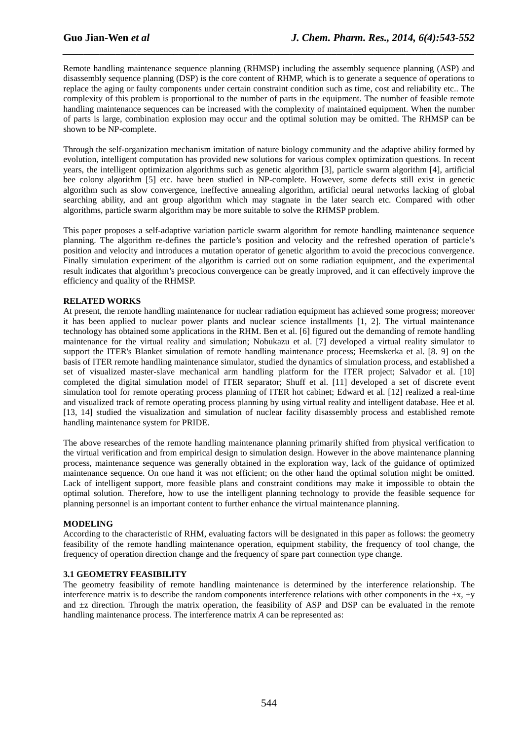Remote handling maintenance sequence planning (RHMSP) including the assembly sequence planning (ASP) and disassembly sequence planning (DSP) is the core content of RHMP, which is to generate a sequence of operations to replace the aging or faulty components under certain constraint condition such as time, cost and reliability etc.. The complexity of this problem is proportional to the number of parts in the equipment. The number of feasible remote handling maintenance sequences can be increased with the complexity of maintained equipment. When the number of parts is large, combination explosion may occur and the optimal solution may be omitted. The RHMSP can be shown to be NP-complete.

Through the self-organization mechanism imitation of nature biology community and the adaptive ability formed by evolution, intelligent computation has provided new solutions for various complex optimization questions. In recent years, the intelligent optimization algorithms such as genetic algorithm [3], particle swarm algorithm [4], artificial bee colony algorithm [5] etc. have been studied in NP-complete. However, some defects still exist in genetic algorithm such as slow convergence, ineffective annealing algorithm, artificial neural networks lacking of global searching ability, and ant group algorithm which may stagnate in the later search etc. Compared with other algorithms, particle swarm algorithm may be more suitable to solve the RHMSP problem.

This paper proposes a self-adaptive variation particle swarm algorithm for remote handling maintenance sequence planning. The algorithm re-defines the particle's position and velocity and the refreshed operation of particle's position and velocity and introduces a mutation operator of genetic algorithm to avoid the precocious convergence. Finally simulation experiment of the algorithm is carried out on some radiation equipment, and the experimental result indicates that algorithm's precocious convergence can be greatly improved, and it can effectively improve the efficiency and quality of the RHMSP.

## RELATED WORKS

At present, the remote handling maintenance for nuclear radiation equipment has achieved some progress; moreover it has been applied to nuclear power plants and nuclear science installments [1, 2]. The virtual maintenance technology has obtained some applications in the RHM. Ben et al. [6] figured out the demanding of remote handling maintenance for the virtual reality and simulation; Nobukazu et al. [7] developed a virtual reality simulator to support the ITER's Blanket simulation of remote handling maintenance process; Heemskerka et al. [8. 9] on the basis of ITER remote handling maintenance simulator, studied the dynamics of simulation process, and established a set of visualized master-slave mechanical arm handling platform for the ITER project; Salvador et al. [10] completed the digital simulation model of ITER separator; Shuff et al. [11] developed a set of discrete event simulation tool for remote operating process planning of ITER hot cabinet; Edward et al. [12] realized a real-time and visualized track of remote operating process planning by using virtual reality and intelligent database. Hee et al. [13, 14] studied the visualization and simulation of nuclear facility disassembly process and established remote handling maintenance system for PRIDE.

The above researches of the remote handling maintenance planning primarily shifted from physical verification to the virtual verification and from empirical design to simulation design. However in the above maintenance planning process, maintenance sequence was generally obtained in the exploration way, lack of the guidance of optimized maintenance sequence. On one hand it was not efficient; on the other hand the optimal solution might be omitted. Lack of intelligent support, more feasible plans and constraint conditions may make it impossible to obtain the optimal solution. Therefore, how to use the intelligent planning technology to provide the feasible sequence for planning personnel is an important content to further enhance the virtual maintenance planning.

## MODELING

According to the characteristic of RHM, evaluating factors will be designated in this paper as follows: the geometry feasibility of the remote handling maintenance operation, equipment stability, the frequency of tool change, the frequency of operation direction change and the frequency of spare part connection type change.

### 3.1 GEOMETRY FEASIBILITY

The geometry feasibility of remote handling maintenance is determined by the interference relationship. The interference matrix is to describe the random components interference relations with other components in the $\pm x$, $\pm y$ and $\pm z$ direction. Through the matrix operation, the feasibility of ASP and DSP can be evaluated in the remote handling maintenance process. The interference matrix *A* can be represented as: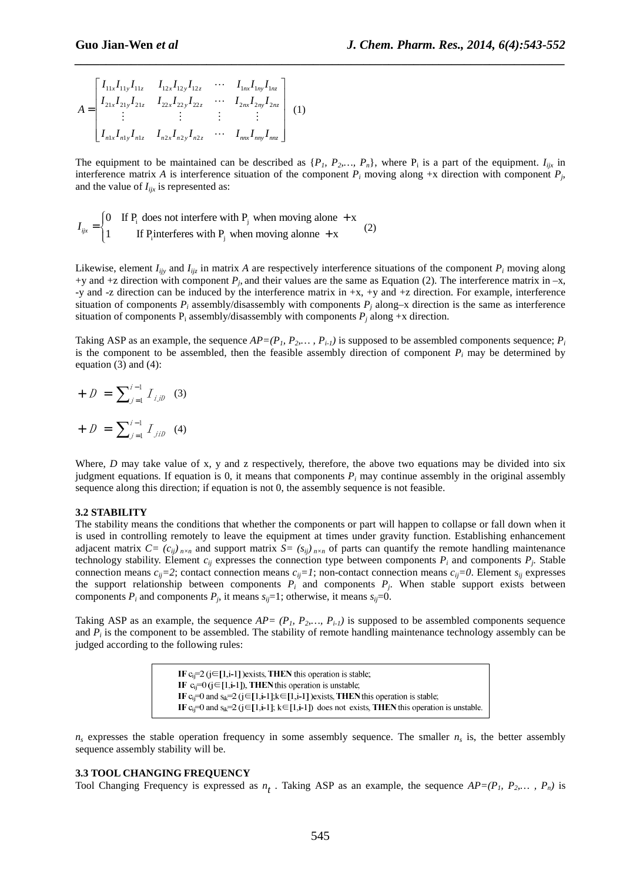$$A = \begin{bmatrix} I_{11x}I_{11y}I_{11z} & I_{12x}I_{12y}I_{12z} & \cdots & I_{1nx}I_{1ny}I_{1nz} \\ I_{21x}I_{21y}I_{21z} & I_{22x}I_{22y}I_{22z} & \cdots & I_{2nx}I_{2ny}I_{2nz} \\ \vdots & \vdots & \vdots & \vdots \\ I_{n1x}I_{n1y}I_{n1z} & I_{n2x}I_{n2y}I_{n2z} & \cdots & I_{nnx}I_{nny}I_{nnz} \end{bmatrix} \quad (1)$$

The equipment to be maintained can be described as $\{P_1, P_2,\ldots, P_n\}$, where $P_i$ is a part of the equipment. $I_{ijx}$ in interference matrix $A$ is interference situation of the component $P_i$ moving along +x direction with component $P_j$, and the value of $I_{ijx}$ is represented as:

$$I_{ijx} = \begin{cases} 0 & \text{If } P_i \text{ does not interfere with } P_j \text{ when moving alone } +x \\ 1 & \text{If } P_i \text{interferes with } P_j \text{ when moving alonne } +x \end{cases} \quad (2)$$

Likewise, element $I_{ijy}$ and $I_{ijz}$ in matrix $A$ are respectively interference situations of the component $P_i$ moving along +y and +z direction with component $P_j$, and their values are the same as Equation (2). The interference matrix in –x, -y and -z direction can be induced by the interference matrix in +x, +y and +z direction. For example, interference situation of components $P_i$ assembly/disassembly with components $P_j$ along–x direction is the same as interference situation of components $P_i$ assembly/disassembly with components $P_j$ along +x direction.

Taking ASP as an example, the sequence $AP=(P_1, P_2,\ldots, P_{i-1})$ is supposed to be assembled components sequence; $P_i$ is the component to be assembled, then the feasible assembly direction of component $P_i$ may be determined by equation (3) and (4):

$$+D = \sum_{j=1}^{i-1} I_{ijD} \quad (3)$$

$$+D = \sum_{j=1}^{i-1} I_{jiD} \quad (4)$$

Where, $D$ may take value of x, y and z respectively, therefore, the above two equations may be divided into six judgment equations. If equation is 0, it means that components $P_i$ may continue assembly in the original assembly sequence along this direction; if equation is not 0, the assembly sequence is not feasible.

### 3.2 STABILITY

The stability means the conditions that whether the components or part will happen to collapse or fall down when it is used in controlling remotely to leave the equipment at times under gravity function. Establishing enhancement adjacent matrix $C=(c_{ij})_{n\times n}$ and support matrix $S=(s_{ij})_{n\times n}$ of parts can quantify the remote handling maintenance technology stability. Element $c_{ij}$ expresses the connection type between components $P_i$ and components $P_j$. Stable connection means $c_{ij}=2$; contact connection means $c_{ij}=1$; non-contact connection means $c_{ij}=0$. Element $s_{ij}$ expresses the support relationship between components $P_i$ and components $P_j$. When stable support exists between components $P_i$ and components $P_j$, it means $s_{ij}=1$; otherwise, it means $s_{ij}=0$.

Taking ASP as an example, the sequence $AP=(P_1, P_2,\ldots, P_{i-1})$ is supposed to be assembled components sequence and $P_i$ is the component to be assembled. The stability of remote handling maintenance technology assembly can be judged according to the following rules:

**IF** $c_{ij}=2$ ($j\in[1,i-1]$) exists, **THEN** this operation is stable;
**IF** $c_{ij}=0$ ($j\in[1,i-1]$), **THEN** this operation is unstable;
**IF** $c_{ij}=0$ and $s_{ik}=2$ ($j\in[1,i-1]$; $k\in[1,i-1]$) exists, **THEN** this operation is stable;
**IF** $c_{ij}=0$ and $s_{ik}=2$ ($j\in[1,i-1]$; $k\in[1,i-1]$) does not exists, **THEN** this operation is unstable.

$n_s$ expresses the stable operation frequency in some assembly sequence. The smaller $n_s$ is, the better assembly sequence assembly stability will be.

### 3.3 TOOL CHANGING FREQUENCY

Tool Changing Frequency is expressed as $n_t$. Taking ASP as an example, the sequence $AP=(P_1, P_2,\ldots, P_n)$ is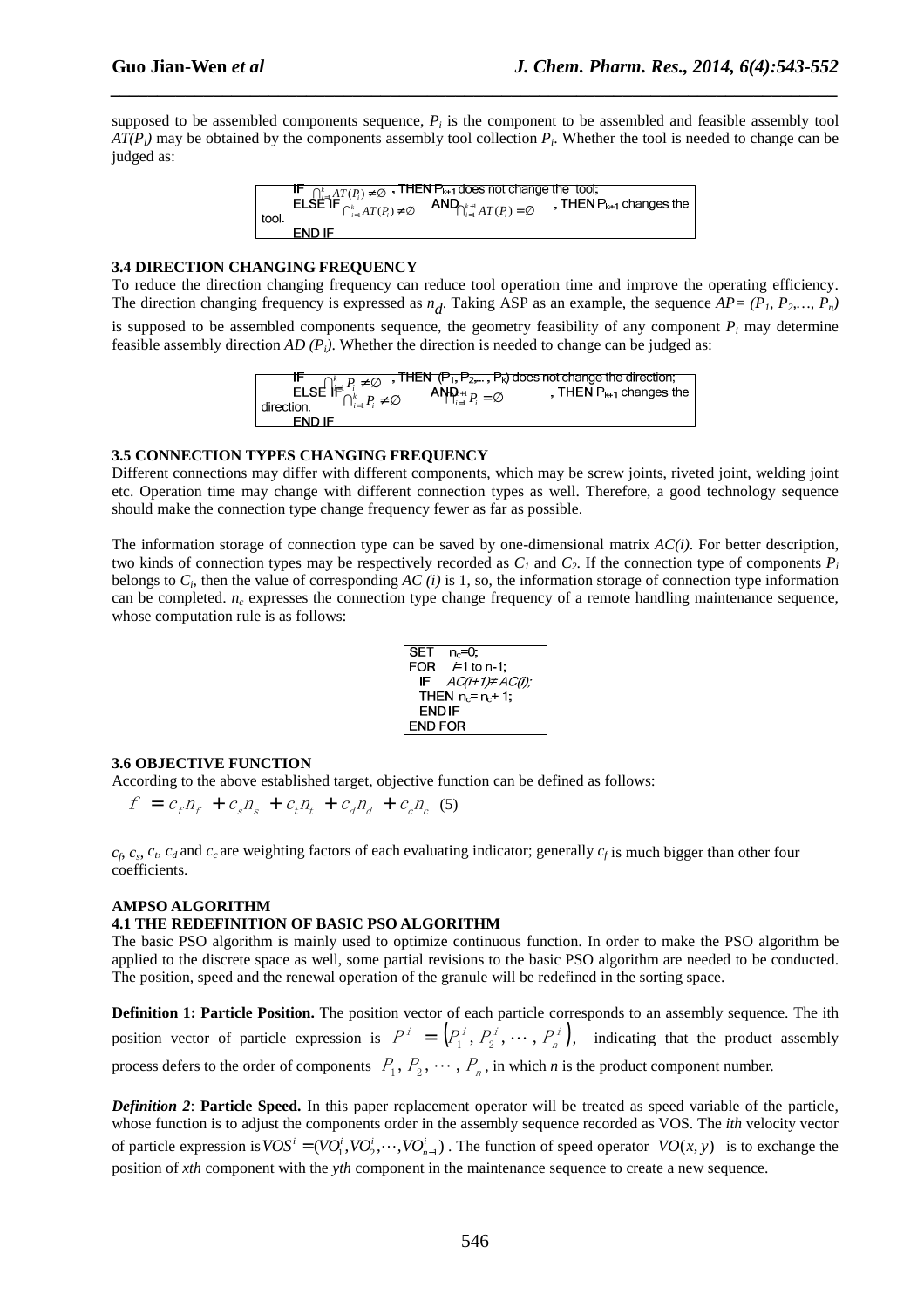supposed to be assembled components sequence, $P_i$ is the component to be assembled and feasible assembly tool $AT(P_i)$ may be obtained by the components assembly tool collection $P_i$. Whether the tool is needed to change can be judged as:

```
IF $\bigcap_{i=1}^{k} AT(P_i) \neq \varnothing$ , THEN P_{k+1} does not change the tool;
ELSE IF $\bigcap_{i=1}^{k} AT(P_i) \neq \varnothing$ AND $\bigcap_{i=1}^{k+1} AT(P_i) = \varnothing$ , THEN P_{k+1} changes the tool.
END IF
```

### 3.4 DIRECTION CHANGING FREQUENCY

To reduce the direction changing frequency can reduce tool operation time and improve the operating efficiency. The direction changing frequency is expressed as $n_d$. Taking ASP as an example, the sequence $AP=(P_1, P_2, \ldots, P_n)$ is supposed to be assembled components sequence, the geometry feasibility of any component $P_i$ may determine feasible assembly direction $AD(P_i)$. Whether the direction is needed to change can be judged as:

```
IF $\bigcap_{i=1}^{k} P_i \neq \varnothing$ , THEN (P_1, P_2,..., P_k) does not change the direction;
ELSE IF $\bigcap_{i=1}^{k} P_i \neq \varnothing$ AND $\bigcap_{i=1}^{k+1} P_i = \varnothing$ , THEN P_{k+1} changes the direction.
END IF
```

### 3.5 CONNECTION TYPES CHANGING FREQUENCY

Different connections may differ with different components, which may be screw joints, riveted joint, welding joint etc. Operation time may change with different connection types as well. Therefore, a good technology sequence should make the connection type change frequency fewer as far as possible.

The information storage of connection type can be saved by one-dimensional matrix $AC(i)$. For better description, two kinds of connection types may be respectively recorded as $C_1$ and $C_2$. If the connection type of components $P_i$ belongs to $C_i$, then the value of corresponding $AC(i)$ is 1, so, the information storage of connection type information can be completed. $n_c$ expresses the connection type change frequency of a remote handling maintenance sequence, whose computation rule is as follows:

```
SET   n_c=0;
FOR   i=1 to n-1;
  IF   AC(i+1)≠AC(i);
  THEN n_c=n_c+1;
  ENDIF
END FOR
```

### 3.6 OBJECTIVE FUNCTION

According to the above established target, objective function can be defined as follows:

$$f = c_f n_f + c_s n_s + c_t n_t + c_d n_d + c_c n_c \quad (5)$$

$c_f$, $c_s$, $c_t$, $c_d$ and $c_c$ are weighting factors of each evaluating indicator; generally $c_f$ is much bigger than other four coefficients.

## AMPSO ALGORITHM

### 4.1 THE REDEFINITION OF BASIC PSO ALGORITHM

The basic PSO algorithm is mainly used to optimize continuous function. In order to make the PSO algorithm be applied to the discrete space as well, some partial revisions to the basic PSO algorithm are needed to be conducted. The position, speed and the renewal operation of the granule will be redefined in the sorting space.

**Definition 1: Particle Position.** The position vector of each particle corresponds to an assembly sequence. The ith position vector of particle expression is $P^i = \left(P_1^i, P_2^i, \cdots, P_n^i\right)$, indicating that the product assembly process defers to the order of components $P_1, P_2, \cdots, P_n$, in which $n$ is the product component number.

***Definition 2*: Particle Speed.** In this paper replacement operator will be treated as speed variable of the particle, whose function is to adjust the components order in the assembly sequence recorded as VOS. The *ith* velocity vector of particle expression is $VOS^i = (VO_1^i, VO_2^i, \cdots, VO_{n-1}^i)$. The function of speed operator $VO(x, y)$ is to exchange the position of *xth* component with the *yth* component in the maintenance sequence to create a new sequence.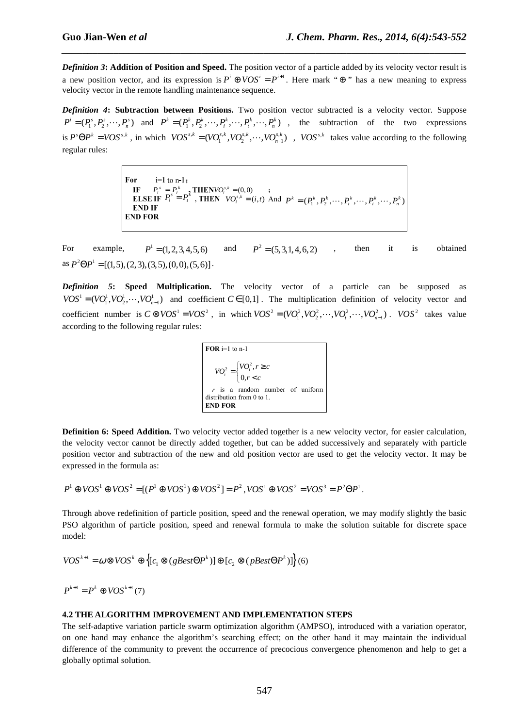***Definition 3*****: Addition of Position and Speed.** The position vector of a particle added by its velocity vector result is a new position vector, and its expression is $P^i \oplus VOS^i = P^{i+1}$. Here mark "$\oplus$" has a new meaning to express velocity vector in the remote handling maintenance sequence.

***Definition 4*****: Subtraction between Positions.** Two position vector subtracted is a velocity vector. Suppose $P^i = (P_1^s, P_2^s, \cdots, P_n^s)$ and $P^k = (P_1^k, P_2^k, \cdots, P_i^k, \cdots, P_t^k, \cdots, P_n^k)$, the subtraction of the two expressions is $P^s \Theta P^k = VOS^{s,k}$, in which $VOS^{s,k} = (VO_1^{s,k}, VO_2^{s,k}, \cdots, VO_{n-1}^{s,k})$, $VOS^{s,k}$ takes value according to the following regular rules:

```
For      i=1 to n-1;
  IF      P_i^s = P_i^k , THEN VO_i^{s,k} = (0,0)      ;
  ELSE IF P_i^s = P_t^k , THEN VO_i^{s,k} = (i,t) And P^k = (P_1^k, P_2^k, ..., P_t^k, ..., P_i^k, ..., P_n^k)
  END IF
END FOR
```

For example, $P^1 = (1,2,3,4,5,6)$ and $P^2 = (5,3,1,4,6,2)$, then it is obtained as $P^2 \Theta P^1 = [(1,5),(2,3),(3,5),(0,0),(5,6)]$.

***Definition 5*****: Speed Multiplication.** The velocity vector of a particle can be supposed as $VOS^1 = (VO_1^1, VO_2^1, \cdots, VO_{n-1}^1)$ and coefficient $C \in [0,1]$. The multiplication definition of velocity vector and coefficient number is $C \otimes VOS^1 = VOS^2$, in which $VOS^2 = (VO_1^2, VO_2^2, \cdots, VO_t^2, \cdots, VO_{n-1}^2)$. $VOS^2$ takes value according to the following regular rules:

**FOR** i=1 to n-1

$$VO_i^2 = \begin{cases} VO_i^2, r \geq c \\ 0, r < c \end{cases}$$

$r$ is a random number of uniform distribution from 0 to 1.

**END FOR**

**Definition 6: Speed Addition.** Two velocity vector added together is a new velocity vector, for easier calculation, the velocity vector cannot be directly added together, but can be added successively and separately with particle position vector and subtraction of the new and old position vector are used to get the velocity vector. It may be expressed in the formula as:

$$P^1 \oplus VOS^1 \oplus VOS^2 = [(P^1 \oplus VOS^1) \oplus VOS^2] = P^2, VOS^1 \oplus VOS^2 = VOS^3 = P^2 \Theta P^1.$$

Through above redefinition of particle position, speed and the renewal operation, we may modify slightly the basic PSO algorithm of particle position, speed and renewal formula to make the solution suitable for discrete space model:

$$VOS^{k+1} = \omega \otimes VOS^k \oplus \{[c_1 \otimes (gBest \Theta P^k)] \oplus [c_2 \otimes (pBest \Theta P^k)]\} \quad (6)$$

$$P^{k+1} = P^k \oplus VOS^{k+1} \quad (7)$$

#### 4.2 THE ALGORITHM IMPROVEMENT AND IMPLEMENTATION STEPS

The self-adaptive variation particle swarm optimization algorithm (AMPSO), introduced with a variation operator, on one hand may enhance the algorithm's searching effect; on the other hand it may maintain the individual difference of the community to prevent the occurrence of precocious convergence phenomenon and help to get a globally optimal solution.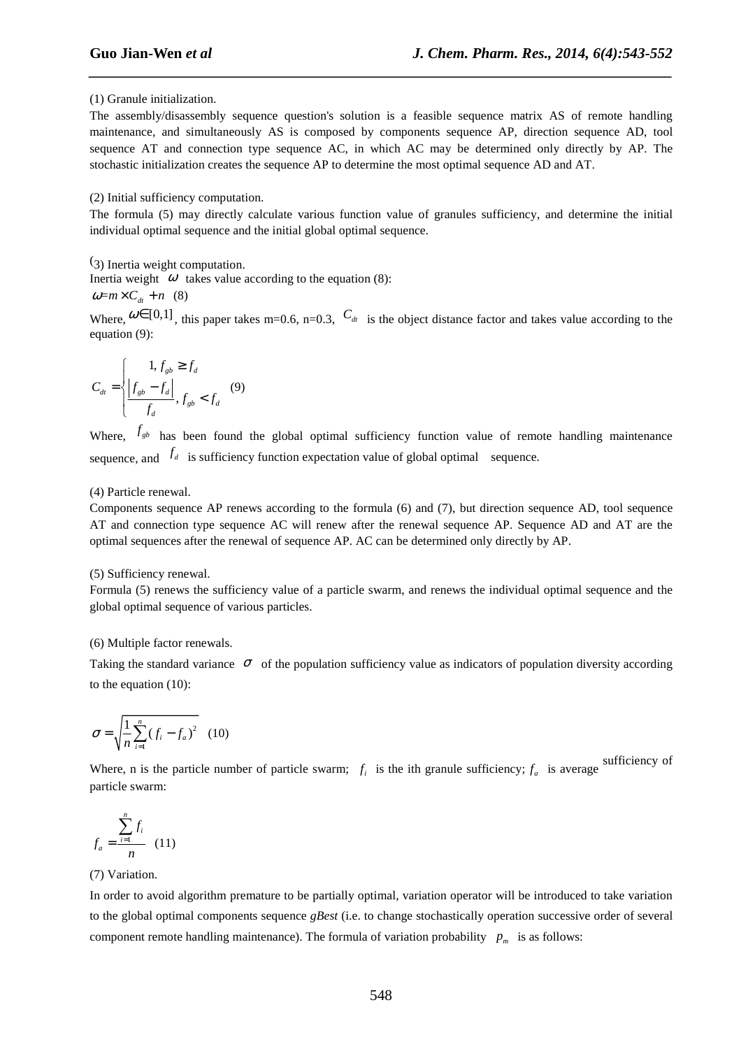(1) Granule initialization.

The assembly/disassembly sequence question's solution is a feasible sequence matrix AS of remote handling maintenance, and simultaneously AS is composed by components sequence AP, direction sequence AD, tool sequence AT and connection type sequence AC, in which AC may be determined only directly by AP. The stochastic initialization creates the sequence AP to determine the most optimal sequence AD and AT.

(2) Initial sufficiency computation.

The formula (5) may directly calculate various function value of granules sufficiency, and determine the initial individual optimal sequence and the initial global optimal sequence.

(3) Inertia weight computation.

Inertia weight $\omega$ takes value according to the equation (8):

$$\omega = m \times C_{dt} + n \quad (8)$$

Where, $\omega \in [0,1]$, this paper takes m=0.6, n=0.3, $C_{dt}$ is the object distance factor and takes value according to the equation (9):

$$C_{dt} = \begin{cases} 1, f_{gb} \geq f_d \\ \dfrac{|f_{gb} - f_d|}{f_d}, f_{gb} < f_d \end{cases} \quad (9)$$

Where, $f_{gb}$ has been found the global optimal sufficiency function value of remote handling maintenance sequence, and $f_d$ is sufficiency function expectation value of global optimal sequence.

(4) Particle renewal.

Components sequence AP renews according to the formula (6) and (7), but direction sequence AD, tool sequence AT and connection type sequence AC will renew after the renewal sequence AP. Sequence AD and AT are the optimal sequences after the renewal of sequence AP. AC can be determined only directly by AP.

(5) Sufficiency renewal.

Formula (5) renews the sufficiency value of a particle swarm, and renews the individual optimal sequence and the global optimal sequence of various particles.

(6) Multiple factor renewals.

Taking the standard variance $\sigma$ of the population sufficiency value as indicators of population diversity according to the equation (10):

$$\sigma = \sqrt{\frac{1}{n}\sum_{i=1}^{n}(f_i - f_a)^2} \quad (10)$$

Where, n is the particle number of particle swarm; $f_i$ is the ith granule sufficiency; $f_a$ is average sufficiency of particle swarm:

$$f_a = \frac{\sum_{i=1}^{n} f_i}{n} \quad (11)$$

(7) Variation.

In order to avoid algorithm premature to be partially optimal, variation operator will be introduced to take variation to the global optimal components sequence *gBest* (i.e. to change stochastically operation successive order of several component remote handling maintenance). The formula of variation probability $p_m$ is as follows: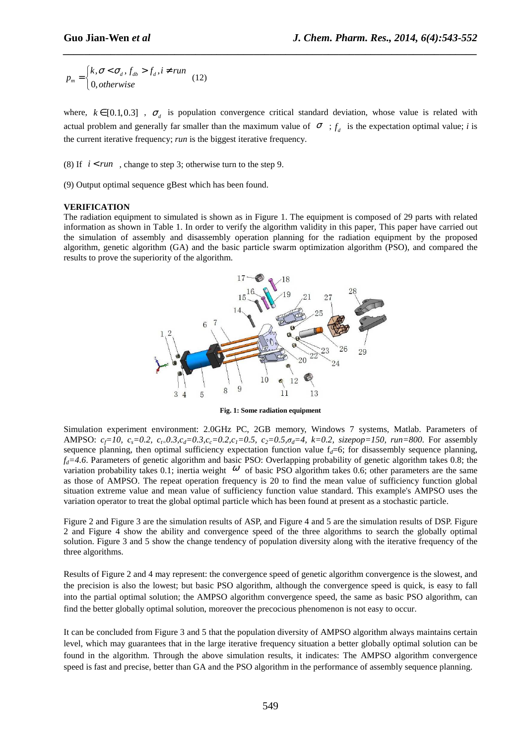$$p_m = \begin{cases} k, \sigma < \sigma_d, f_{db} > f_d, i \neq run \\ 0, otherwise \end{cases} \quad (12)$$

where, $k \in [0.1, 0.3]$ , $\sigma_d$ is population convergence critical standard deviation, whose value is related with actual problem and generally far smaller than the maximum value of $\sigma$ ; $f_d$ is the expectation optimal value; *i* is the current iterative frequency; *run* is the biggest iterative frequency.

(8) If $i < run$ , change to step 3; otherwise turn to the step 9.

(9) Output optimal sequence gBest which has been found.

**VERIFICATION**

The radiation equipment to simulated is shown as in Figure 1. The equipment is composed of 29 parts with related information as shown in Table 1. In order to verify the algorithm validity in this paper, This paper have carried out the simulation of assembly and disassembly operation planning for the radiation equipment by the proposed algorithm, genetic algorithm (GA) and the basic particle swarm optimization algorithm (PSO), and compared the results to prove the superiority of the algorithm.

**Fig. 1: Some radiation equipment**

Simulation experiment environment: 2.0GHz PC, 2GB memory, Windows 7 systems, Matlab. Parameters of AMPSO: $c_f=10$, $c_s=0.2$, $c_t=0.3$, $c_d=0.3$, $c_c=0.2$, $c_1=0.5$, $c_2=0.5$, $\sigma_d=4$, $k=0.2$, *sizepop=150*, *run=800*. For assembly sequence planning, then optimal sufficiency expectation function value $f_d=6$; for disassembly sequence planning, $f_d=4.6$. Parameters of genetic algorithm and basic PSO: Overlapping probability of genetic algorithm takes 0.8; the variation probability takes 0.1; inertia weight $\omega$ of basic PSO algorithm takes 0.6; other parameters are the same as those of AMPSO. The repeat operation frequency is 20 to find the mean value of sufficiency function global situation extreme value and mean value of sufficiency function value standard. This example's AMPSO uses the variation operator to treat the global optimal particle which has been found at present as a stochastic particle.

Figure 2 and Figure 3 are the simulation results of ASP, and Figure 4 and 5 are the simulation results of DSP. Figure 2 and Figure 4 show the ability and convergence speed of the three algorithms to search the globally optimal solution. Figure 3 and 5 show the change tendency of population diversity along with the iterative frequency of the three algorithms.

Results of Figure 2 and 4 may represent: the convergence speed of genetic algorithm convergence is the slowest, and the precision is also the lowest; but basic PSO algorithm, although the convergence speed is quick, is easy to fall into the partial optimal solution; the AMPSO algorithm convergence speed, the same as basic PSO algorithm, can find the better globally optimal solution, moreover the precocious phenomenon is not easy to occur.

It can be concluded from Figure 3 and 5 that the population diversity of AMPSO algorithm always maintains certain level, which may guarantees that in the large iterative frequency situation a better globally optimal solution can be found in the algorithm. Through the above simulation results, it indicates: The AMPSO algorithm convergence speed is fast and precise, better than GA and the PSO algorithm in the performance of assembly sequence planning.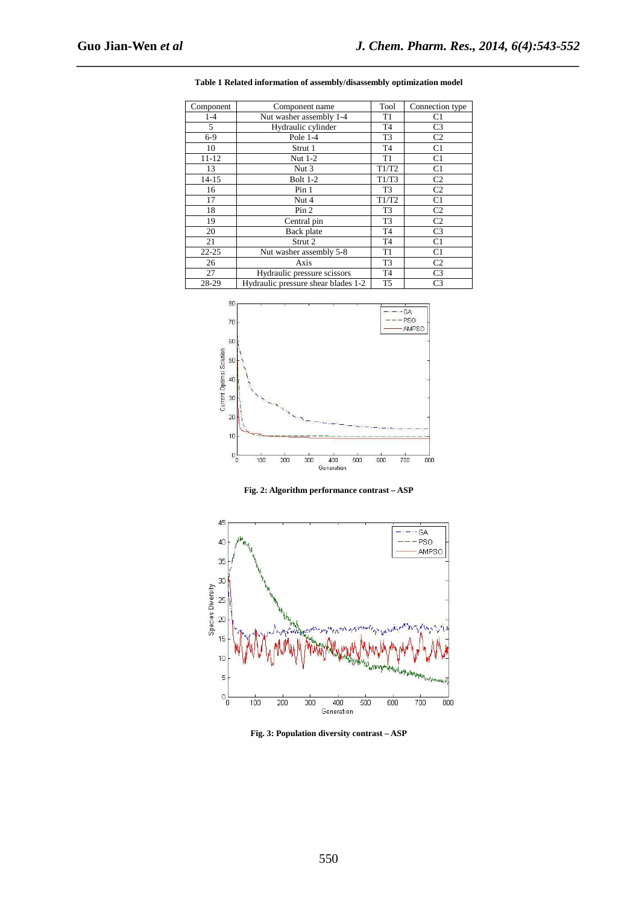**Table 1 Related information of assembly/disassembly optimization model**

| Component | Component name | Tool | Connection type |
|---|---|---|---|
| 1-4 | Nut washer assembly 1-4 | T1 | C1 |
| 5 | Hydraulic cylinder | T4 | C3 |
| 6-9 | Pole 1-4 | T3 | C2 |
| 10 | Strut 1 | T4 | C1 |
| 11-12 | Nut 1-2 | T1 | C1 |
| 13 | Nut 3 | T1/T2 | C1 |
| 14-15 | Bolt 1-2 | T1/T3 | C2 |
| 16 | Pin 1 | T3 | C2 |
| 17 | Nut 4 | T1/T2 | C1 |
| 18 | Pin 2 | T3 | C2 |
| 19 | Central pin | T3 | C2 |
| 20 | Back plate | T4 | C3 |
| 21 | Strut 2 | T4 | C1 |
| 22-25 | Nut washer assembly 5-8 | T1 | C1 |
| 26 | Axis | T3 | C2 |
| 27 | Hydraulic pressure scissors | T4 | C3 |
| 28-29 | Hydraulic pressure shear blades 1-2 | T5 | C3 |

**Fig. 2: Algorithm performance contrast – ASP**

**Fig. 3: Population diversity contrast – ASP**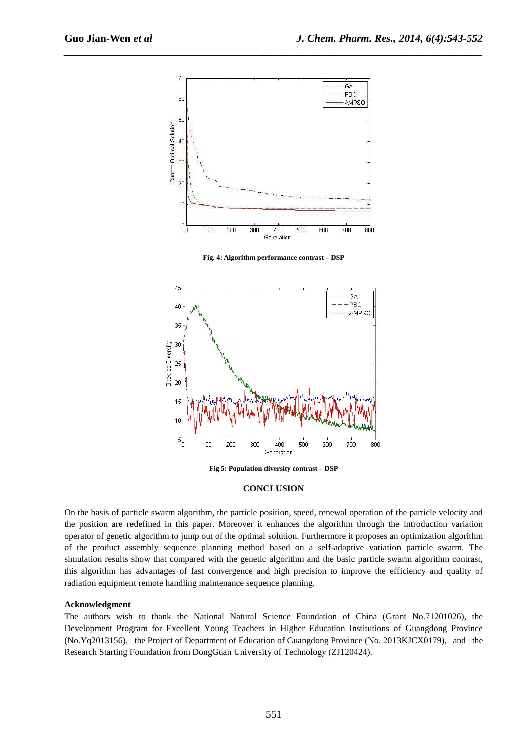Fig. 4: Algorithm performance contrast – DSP

Fig 5: Population diversity contrast – DSP

## CONCLUSION

On the basis of particle swarm algorithm, the particle position, speed, renewal operation of the particle velocity and the position are redefined in this paper. Moreover it enhances the algorithm through the introduction variation operator of genetic algorithm to jump out of the optimal solution. Furthermore it proposes an optimization algorithm of the product assembly sequence planning method based on a self-adaptive variation particle swarm. The simulation results show that compared with the genetic algorithm and the basic particle swarm algorithm contrast, this algorithm has advantages of fast convergence and high precision to improve the efficiency and quality of radiation equipment remote handling maintenance sequence planning.

**Acknowledgment**

The authors wish to thank the National Natural Science Foundation of China (Grant No.71201026), the Development Program for Excellent Young Teachers in Higher Education Institutions of Guangdong Province (No.Yq2013156), the Project of Department of Education of Guangdong Province (No. 2013KJCX0179), and the Research Starting Foundation from DongGuan University of Technology (ZJ120424).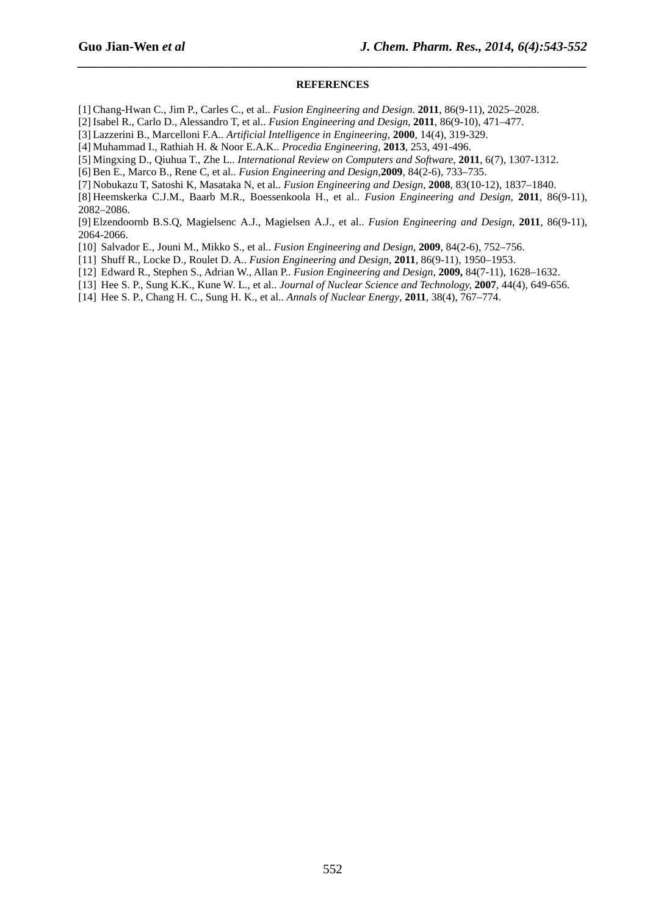**REFERENCES**

[1] Chang-Hwan C., Jim P., Carles C., et al.. *Fusion Engineering and Design*. **2011**, 86(9-11), 2025–2028.

[2] Isabel R., Carlo D., Alessandro T, et al.. *Fusion Engineering and Design*, **2011**, 86(9-10), 471–477.

[3] Lazzerini B., Marcelloni F.A.. *Artificial Intelligence in Engineering*, **2000**, 14(4), 319-329.

[4] Muhammad I., Rathiah H. & Noor E.A.K.. *Procedia Engineering*, **2013**, 253, 491-496.

[5] Mingxing D., Qiuhua T., Zhe L.. *International Review on Computers and Software*, **2011**, 6(7), 1307-1312.

[6] Ben E., Marco B., Rene C, et al.. *Fusion Engineering and Design*,**2009**, 84(2-6), 733–735.

[7] Nobukazu T, Satoshi K, Masataka N, et al.. *Fusion Engineering and Design*, **2008**, 83(10-12), 1837–1840.

[8] Heemskerka C.J.M., Baarb M.R., Boessenkoola H., et al.. *Fusion Engineering and Design*, **2011**, 86(9-11), 2082–2086.

[9] Elzendoornb B.S.Q, Magielsenc A.J., Magielsen A.J., et al.. *Fusion Engineering and Design*, **2011**, 86(9-11), 2064-2066.

[10] Salvador E., Jouni M., Mikko S., et al.. *Fusion Engineering and Design*, **2009**, 84(2-6), 752–756.

[11] Shuff R., Locke D., Roulet D. A.. *Fusion Engineering and Design*, **2011**, 86(9-11), 1950–1953.

[12] Edward R., Stephen S., Adrian W., Allan P.. *Fusion Engineering and Design*, **2009,** 84(7-11), 1628–1632.

[13] Hee S. P., Sung K.K., Kune W. L., et al.. *Journal of Nuclear Science and Technology*, **2007**, 44(4), 649-656.

[14] Hee S. P., Chang H. C., Sung H. K., et al.. *Annals of Nuclear Energy*, **2011**, 38(4), 767–774.